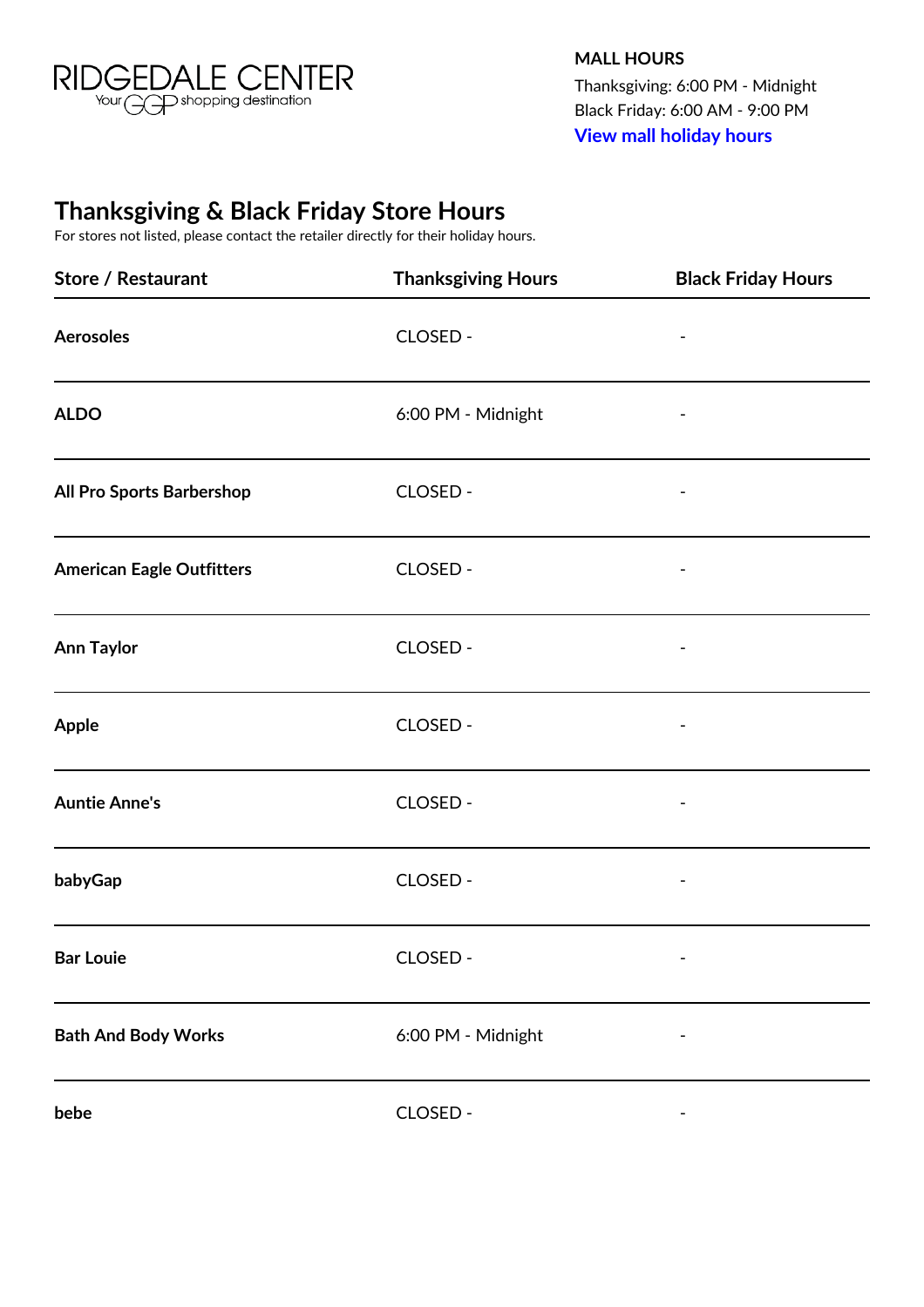RIDGEDALE CENTER
Your GGP shopping destination

**MALL HOURS**
Thanksgiving: 6:00 PM - Midnight
Black Friday: 6:00 AM - 9:00 PM
**View mall holiday hours**

## Thanksgiving & Black Friday Store Hours

For stores not listed, please contact the retailer directly for their holiday hours.

| Store / Restaurant | Thanksgiving Hours | Black Friday Hours |
|---|---|---|
| **Aerosoles** | CLOSED - | - |
| **ALDO** | 6:00 PM - Midnight | - |
| **All Pro Sports Barbershop** | CLOSED - | - |
| **American Eagle Outfitters** | CLOSED - | - |
| **Ann Taylor** | CLOSED - | - |
| **Apple** | CLOSED - | - |
| **Auntie Anne's** | CLOSED - | - |
| **babyGap** | CLOSED - | - |
| **Bar Louie** | CLOSED - | - |
| **Bath And Body Works** | 6:00 PM - Midnight | - |
| **bebe** | CLOSED - | - |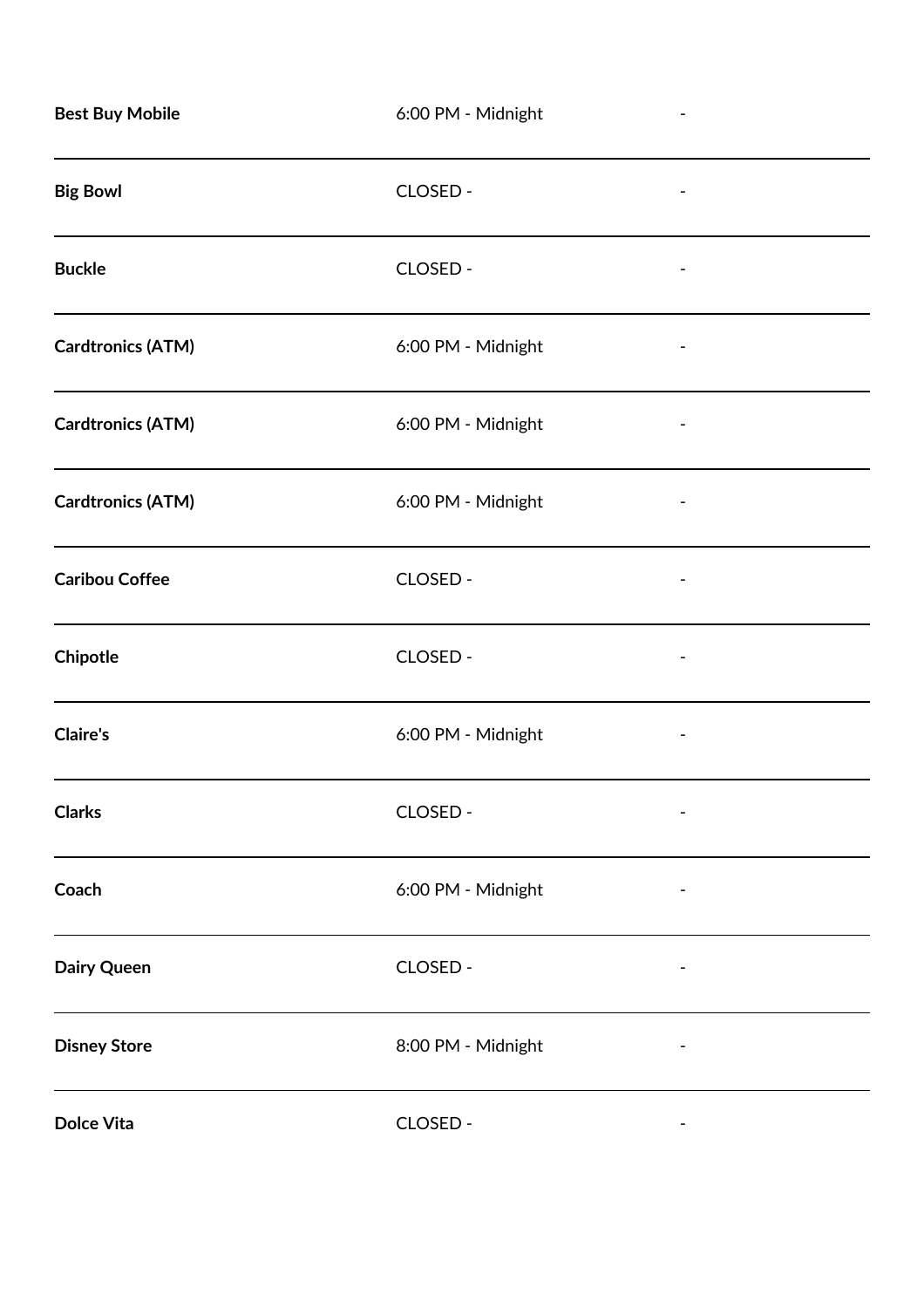| | | |
|---|---|---|
| **Best Buy Mobile** | 6:00 PM - Midnight | - |
| **Big Bowl** | CLOSED - | - |
| **Buckle** | CLOSED - | - |
| **Cardtronics (ATM)** | 6:00 PM - Midnight | - |
| **Cardtronics (ATM)** | 6:00 PM - Midnight | - |
| **Cardtronics (ATM)** | 6:00 PM - Midnight | - |
| **Caribou Coffee** | CLOSED - | - |
| **Chipotle** | CLOSED - | - |
| **Claire's** | 6:00 PM - Midnight | - |
| **Clarks** | CLOSED - | - |
| **Coach** | 6:00 PM - Midnight | - |
| **Dairy Queen** | CLOSED - | - |
| **Disney Store** | 8:00 PM - Midnight | - |
| **Dolce Vita** | CLOSED - | - |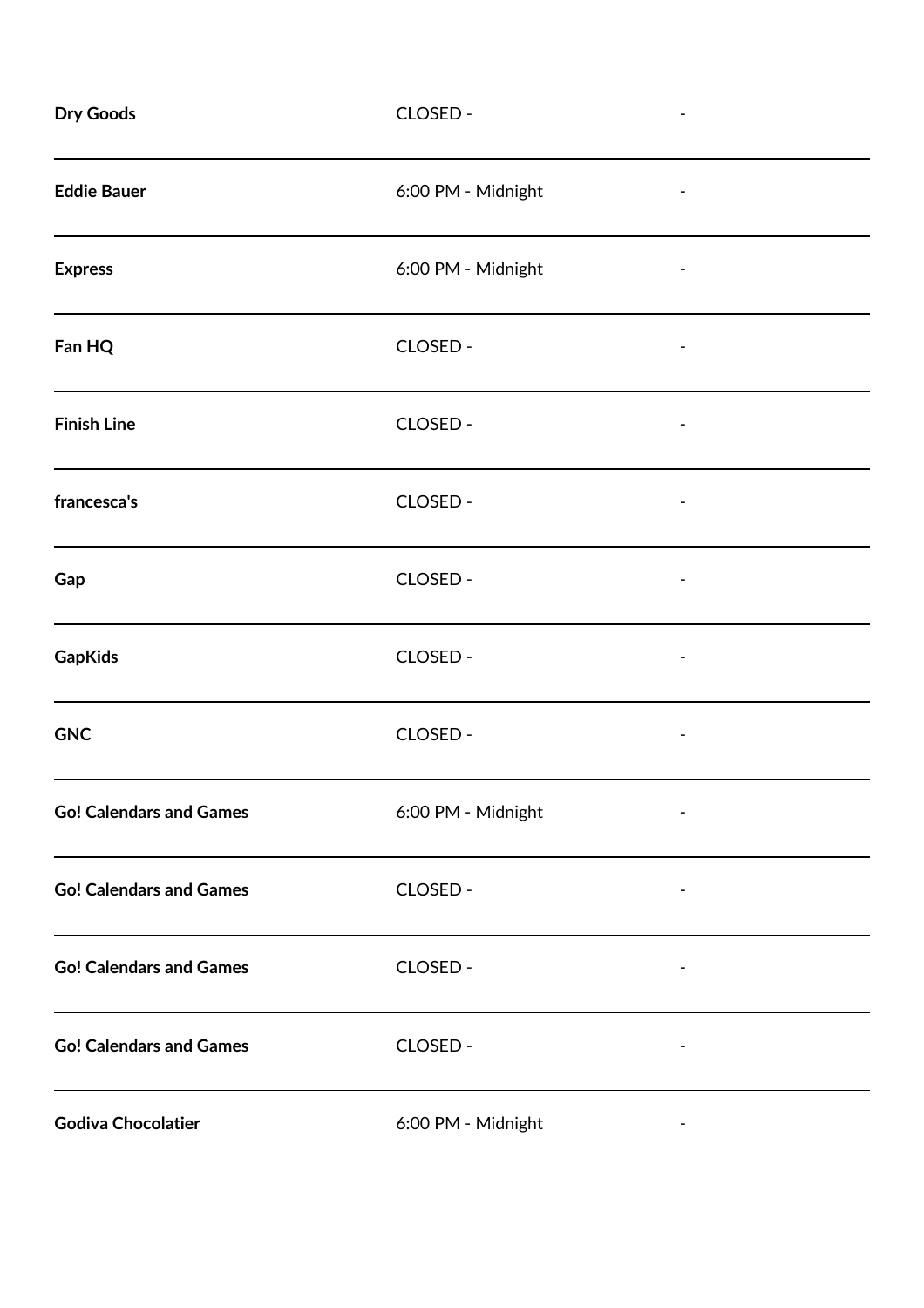| | | |
|---|---|---|
| **Dry Goods** | CLOSED - | - |
| **Eddie Bauer** | 6:00 PM - Midnight | - |
| **Express** | 6:00 PM - Midnight | - |
| **Fan HQ** | CLOSED - | - |
| **Finish Line** | CLOSED - | - |
| **francesca's** | CLOSED - | - |
| **Gap** | CLOSED - | - |
| **GapKids** | CLOSED - | - |
| **GNC** | CLOSED - | - |
| **Go! Calendars and Games** | 6:00 PM - Midnight | - |
| **Go! Calendars and Games** | CLOSED - | - |
| **Go! Calendars and Games** | CLOSED - | - |
| **Go! Calendars and Games** | CLOSED - | - |
| **Godiva Chocolatier** | 6:00 PM - Midnight | - |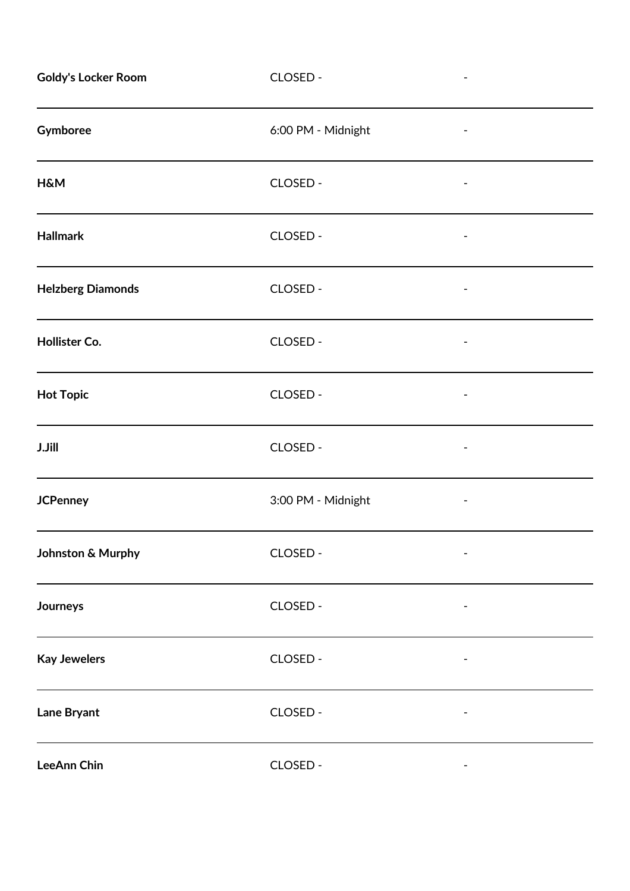| | | |
|---|---|---|
| **Goldy's Locker Room** | CLOSED - | - |
| **Gymboree** | 6:00 PM - Midnight | - |
| **H&M** | CLOSED - | - |
| **Hallmark** | CLOSED - | - |
| **Helzberg Diamonds** | CLOSED - | - |
| **Hollister Co.** | CLOSED - | - |
| **Hot Topic** | CLOSED - | - |
| **J.Jill** | CLOSED - | - |
| **JCPenney** | 3:00 PM - Midnight | - |
| **Johnston & Murphy** | CLOSED - | - |
| **Journeys** | CLOSED - | - |
| **Kay Jewelers** | CLOSED - | - |
| **Lane Bryant** | CLOSED - | - |
| **LeeAnn Chin** | CLOSED - | - |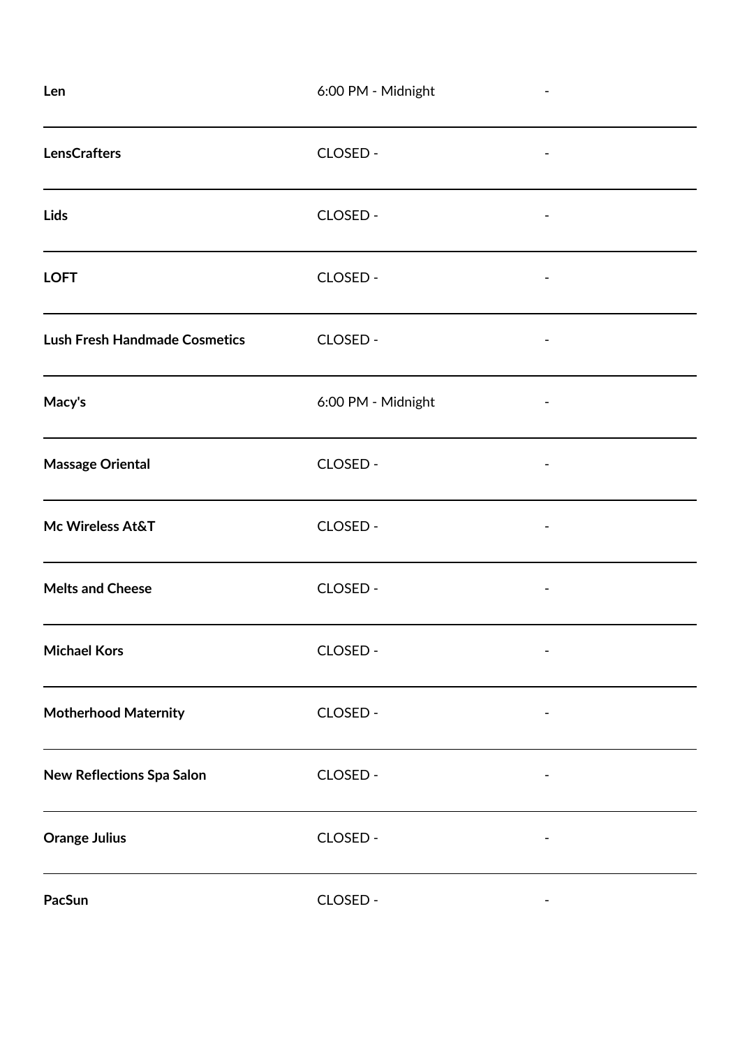| Len | 6:00 PM - Midnight | - |
|---|---|---|
| LensCrafters | CLOSED - | - |
| Lids | CLOSED - | - |
| LOFT | CLOSED - | - |
| Lush Fresh Handmade Cosmetics | CLOSED - | - |
| Macy's | 6:00 PM - Midnight | - |
| Massage Oriental | CLOSED - | - |
| Mc Wireless At&T | CLOSED - | - |
| Melts and Cheese | CLOSED - | - |
| Michael Kors | CLOSED - | - |
| Motherhood Maternity | CLOSED - | - |
| New Reflections Spa Salon | CLOSED - | - |
| Orange Julius | CLOSED - | - |
| PacSun | CLOSED - | - |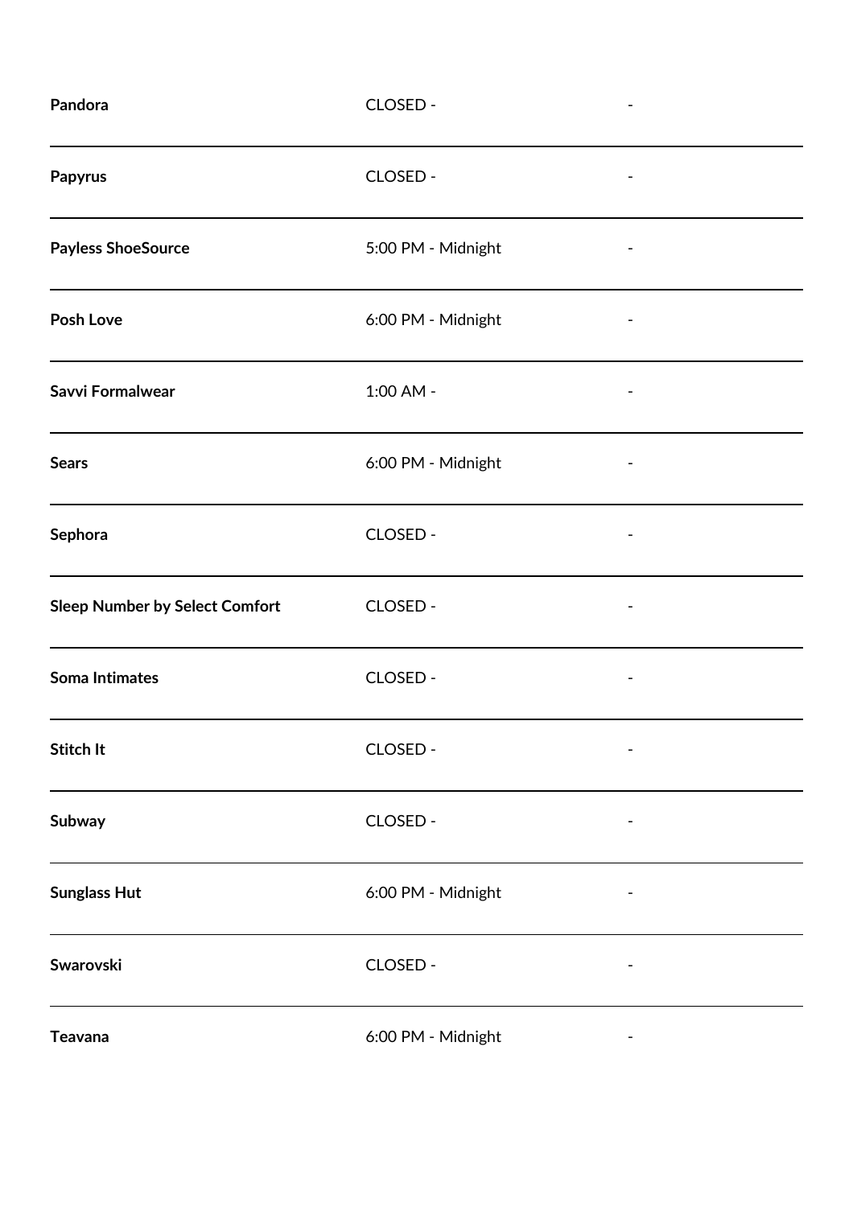| | | |
|---|---|---|
| **Pandora** | CLOSED - | - |
| **Papyrus** | CLOSED - | - |
| **Payless ShoeSource** | 5:00 PM - Midnight | - |
| **Posh Love** | 6:00 PM - Midnight | - |
| **Savvi Formalwear** | 1:00 AM - | - |
| **Sears** | 6:00 PM - Midnight | - |
| **Sephora** | CLOSED - | - |
| **Sleep Number by Select Comfort** | CLOSED - | - |
| **Soma Intimates** | CLOSED - | - |
| **Stitch It** | CLOSED - | - |
| **Subway** | CLOSED - | - |
| **Sunglass Hut** | 6:00 PM - Midnight | - |
| **Swarovski** | CLOSED - | - |
| **Teavana** | 6:00 PM - Midnight | - |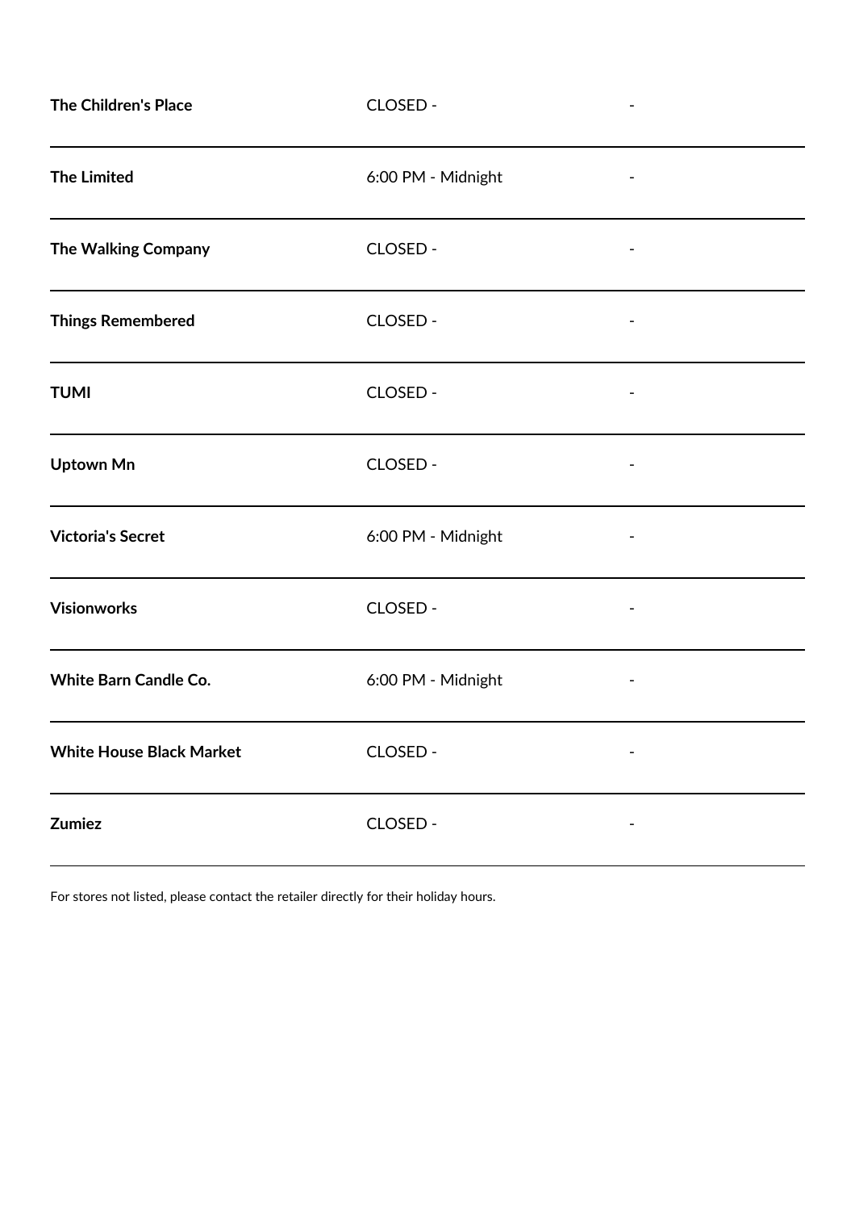| | | |
|---|---|---|
| **The Children's Place** | CLOSED - | - |
| **The Limited** | 6:00 PM - Midnight | - |
| **The Walking Company** | CLOSED - | - |
| **Things Remembered** | CLOSED - | - |
| **TUMI** | CLOSED - | - |
| **Uptown Mn** | CLOSED - | - |
| **Victoria's Secret** | 6:00 PM - Midnight | - |
| **Visionworks** | CLOSED - | - |
| **White Barn Candle Co.** | 6:00 PM - Midnight | - |
| **White House Black Market** | CLOSED - | - |
| **Zumiez** | CLOSED - | - |

For stores not listed, please contact the retailer directly for their holiday hours.